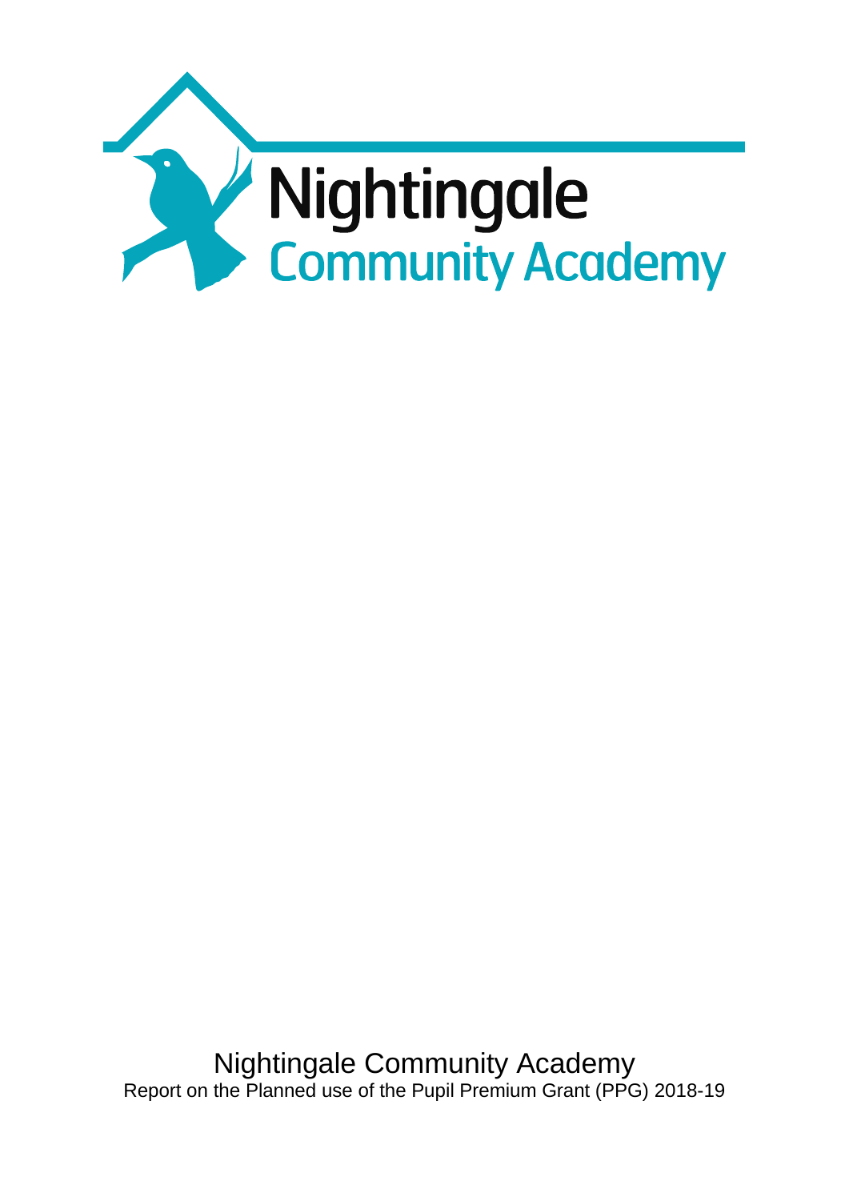Nightingale
Community Academy

Nightingale Community Academy
Report on the Planned use of the Pupil Premium Grant (PPG) 2018-19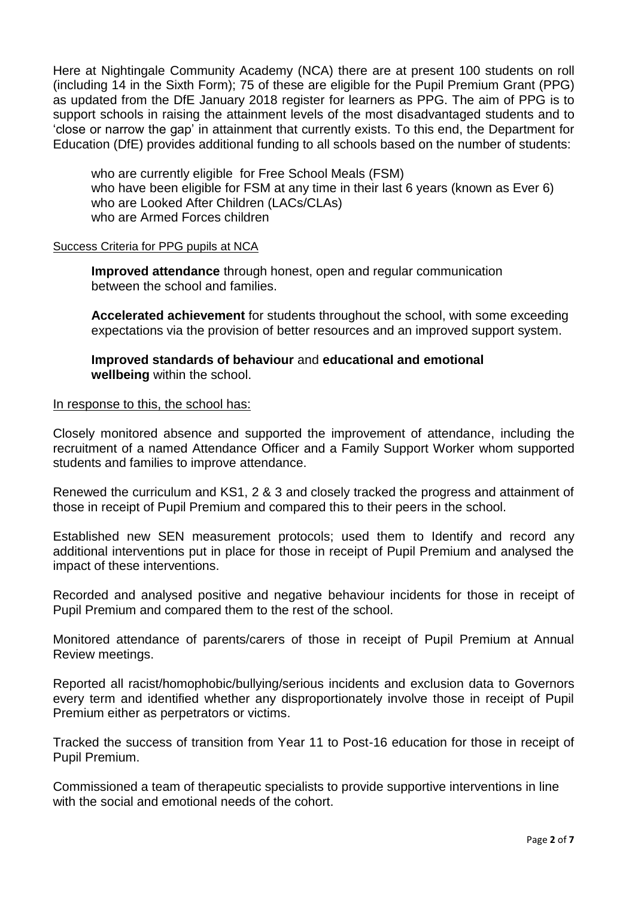Here at Nightingale Community Academy (NCA) there are at present 100 students on roll (including 14 in the Sixth Form); 75 of these are eligible for the Pupil Premium Grant (PPG) as updated from the DfE January 2018 register for learners as PPG. The aim of PPG is to support schools in raising the attainment levels of the most disadvantaged students and to 'close or narrow the gap' in attainment that currently exists. To this end, the Department for Education (DfE) provides additional funding to all schools based on the number of students:

- who are currently eligible for Free School Meals (FSM)
- who have been eligible for FSM at any time in their last 6 years (known as Ever 6)
- who are Looked After Children (LACs/CLAs)
- who are Armed Forces children

Success Criteria for PPG pupils at NCA

**Improved attendance** through honest, open and regular communication between the school and families.

**Accelerated achievement** for students throughout the school, with some exceeding expectations via the provision of better resources and an improved support system.

**Improved standards of behaviour** and **educational and emotional wellbeing** within the school.

In response to this, the school has:

Closely monitored absence and supported the improvement of attendance, including the recruitment of a named Attendance Officer and a Family Support Worker whom supported students and families to improve attendance.

Renewed the curriculum and KS1, 2 & 3 and closely tracked the progress and attainment of those in receipt of Pupil Premium and compared this to their peers in the school.

Established new SEN measurement protocols; used them to Identify and record any additional interventions put in place for those in receipt of Pupil Premium and analysed the impact of these interventions.

Recorded and analysed positive and negative behaviour incidents for those in receipt of Pupil Premium and compared them to the rest of the school.

Monitored attendance of parents/carers of those in receipt of Pupil Premium at Annual Review meetings.

Reported all racist/homophobic/bullying/serious incidents and exclusion data to Governors every term and identified whether any disproportionately involve those in receipt of Pupil Premium either as perpetrators or victims.

Tracked the success of transition from Year 11 to Post-16 education for those in receipt of Pupil Premium.

Commissioned a team of therapeutic specialists to provide supportive interventions in line with the social and emotional needs of the cohort.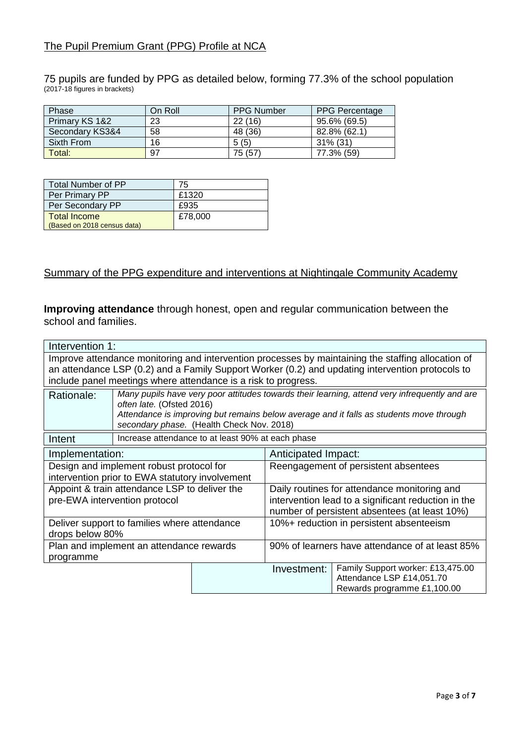## The Pupil Premium Grant (PPG) Profile at NCA

75 pupils are funded by PPG as detailed below, forming 77.3% of the school population
(2017-18 figures in brackets)

| Phase | On Roll | PPG Number | PPG Percentage |
|---|---|---|---|
| Primary KS 1&2 | 23 | 22 (16) | 95.6% (69.5) |
| Secondary KS3&4 | 58 | 48 (36) | 82.8% (62.1) |
| Sixth From | 16 | 5 (5) | 31% (31) |
| Total: | 97 | 75 (57) | 77.3% (59) |

| Total Number of PP | 75 |
|---|---|
| Per Primary PP | £1320 |
| Per Secondary PP | £935 |
| Total Income (Based on 2018 census data) | £78,000 |

## Summary of the PPG expenditure and interventions at Nightingale Community Academy

**Improving attendance** through honest, open and regular communication between the school and families.

| Intervention 1: | | | |
|---|---|---|---|
| Improve attendance monitoring and intervention processes by maintaining the staffing allocation of an attendance LSP (0.2) and a Family Support Worker (0.2) and updating intervention protocols to include panel meetings where attendance is a risk to progress. | | | |
| Rationale: | *Many pupils have very poor attitudes towards their learning, attend very infrequently and are often late.* (Ofsted 2016)<br>*Attendance is improving but remains below average and it falls as students move through secondary phase.* (Health Check Nov. 2018) | | |
| Intent | Increase attendance to at least 90% at each phase | | |
| Implementation: | | Anticipated Impact: | |
| Design and implement robust protocol for intervention prior to EWA statutory involvement | | Reengagement of persistent absentees | |
| Appoint & train attendance LSP to deliver the pre-EWA intervention protocol | | Daily routines for attendance monitoring and intervention lead to a significant reduction in the number of persistent absentees (at least 10%) | |
| Deliver support to families where attendance drops below 80% | | 10%+ reduction in persistent absenteeism | |
| Plan and implement an attendance rewards programme | | 90% of learners have attendance of at least 85% | |
| | | Investment: | Family Support worker: £13,475.00<br>Attendance LSP £14,051.70<br>Rewards programme £1,100.00 |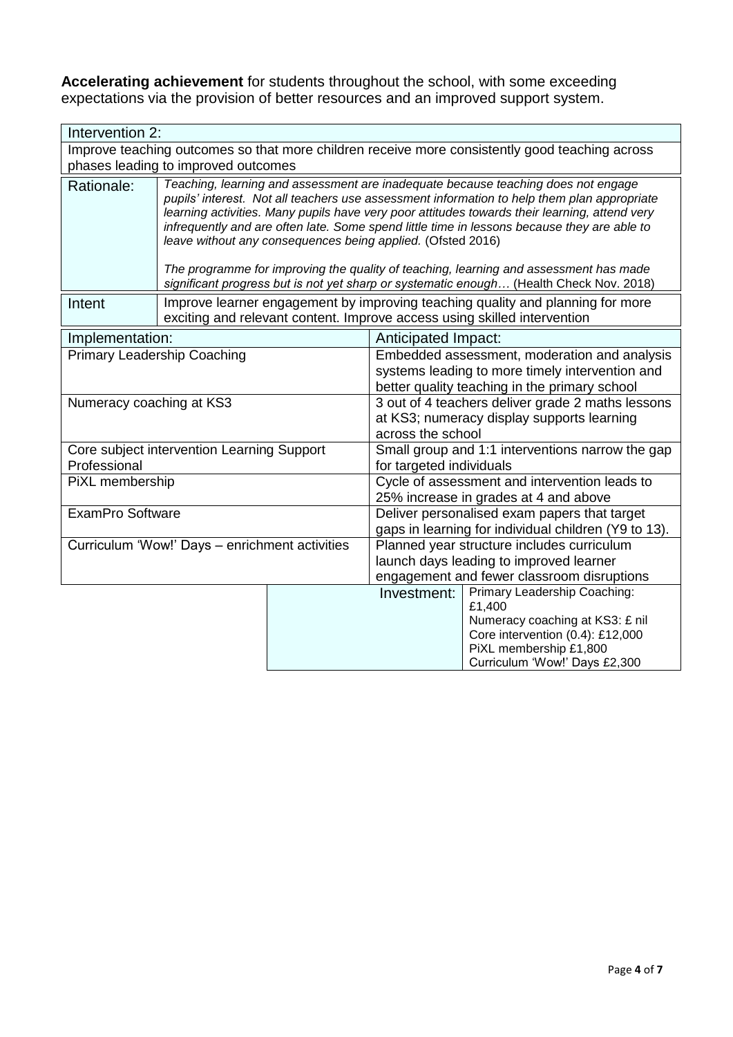**Accelerating achievement** for students throughout the school, with some exceeding expectations via the provision of better resources and an improved support system.

| Intervention 2: | |
|---|---|
| Improve teaching outcomes so that more children receive more consistently good teaching across phases leading to improved outcomes | |
| Rationale: | *Teaching, learning and assessment are inadequate because teaching does not engage pupils' interest. Not all teachers use assessment information to help them plan appropriate learning activities. Many pupils have very poor attitudes towards their learning, attend very infrequently and are often late. Some spend little time in lessons because they are able to leave without any consequences being applied.* (Ofsted 2016)<br><br>*The programme for improving the quality of teaching, learning and assessment has made significant progress but is not yet sharp or systematic enough…* (Health Check Nov. 2018) |
| Intent | Improve learner engagement by improving teaching quality and planning for more exciting and relevant content. Improve access using skilled intervention |

| Implementation: | Anticipated Impact: |
|---|---|
| Primary Leadership Coaching | Embedded assessment, moderation and analysis systems leading to more timely intervention and better quality teaching in the primary school |
| Numeracy coaching at KS3 | 3 out of 4 teachers deliver grade 2 maths lessons at KS3; numeracy display supports learning across the school |
| Core subject intervention Learning Support Professional | Small group and 1:1 interventions narrow the gap for targeted individuals |
| PiXL membership | Cycle of assessment and intervention leads to 25% increase in grades at 4 and above |
| ExamPro Software | Deliver personalised exam papers that target gaps in learning for individual children (Y9 to 13). |
| Curriculum 'Wow!' Days – enrichment activities | Planned year structure includes curriculum launch days leading to improved learner engagement and fewer classroom disruptions |

| Investment: | |
|---|---|
| | Primary Leadership Coaching: £1,400<br>Numeracy coaching at KS3: £ nil<br>Core intervention (0.4): £12,000<br>PiXL membership £1,800<br>Curriculum 'Wow!' Days £2,300 |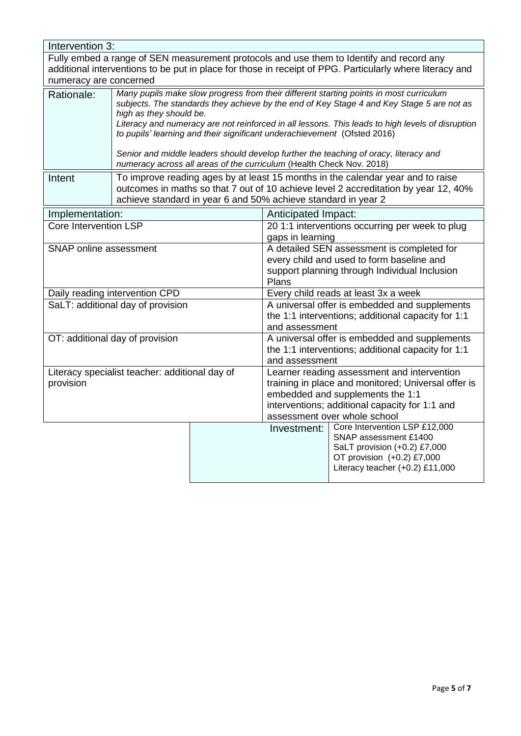## Intervention 3:

Fully embed a range of SEN measurement protocols and use them to Identify and record any additional interventions to be put in place for those in receipt of PPG. Particularly where literacy and numeracy are concerned

| | |
|---|---|
| Rationale: | *Many pupils make slow progress from their different starting points in most curriculum subjects. The standards they achieve by the end of Key Stage 4 and Key Stage 5 are not as high as they should be.*<br>*Literacy and numeracy are not reinforced in all lessons. This leads to high levels of disruption to pupils' learning and their significant underachievement* (Ofsted 2016)<br><br>*Senior and middle leaders should develop further the teaching of oracy, literacy and numeracy across all areas of the curriculum* (Health Check Nov. 2018) |
| Intent | To improve reading ages by at least 15 months in the calendar year and to raise outcomes in maths so that 7 out of 10 achieve level 2 accreditation by year 12, 40% achieve standard in year 6 and 50% achieve standard in year 2 |

| Implementation: | Anticipated Impact: |
|---|---|
| Core Intervention LSP | 20 1:1 interventions occurring per week to plug gaps in learning |
| SNAP online assessment | A detailed SEN assessment is completed for every child and used to form baseline and support planning through Individual Inclusion Plans |
| Daily reading intervention CPD | Every child reads at least 3x a week |
| SaLT: additional day of provision | A universal offer is embedded and supplements the 1:1 interventions; additional capacity for 1:1 and assessment |
| OT: additional day of provision | A universal offer is embedded and supplements the 1:1 interventions; additional capacity for 1:1 and assessment |
| Literacy specialist teacher: additional day of provision | Learner reading assessment and intervention training in place and monitored; Universal offer is embedded and supplements the 1:1 interventions; additional capacity for 1:1 and assessment over whole school |

| Investment: | |
|---|---|
| | Core Intervention LSP £12,000<br>SNAP assessment £1400<br>SaLT provision (+0.2) £7,000<br>OT provision (+0.2) £7,000<br>Literacy teacher (+0.2) £11,000 |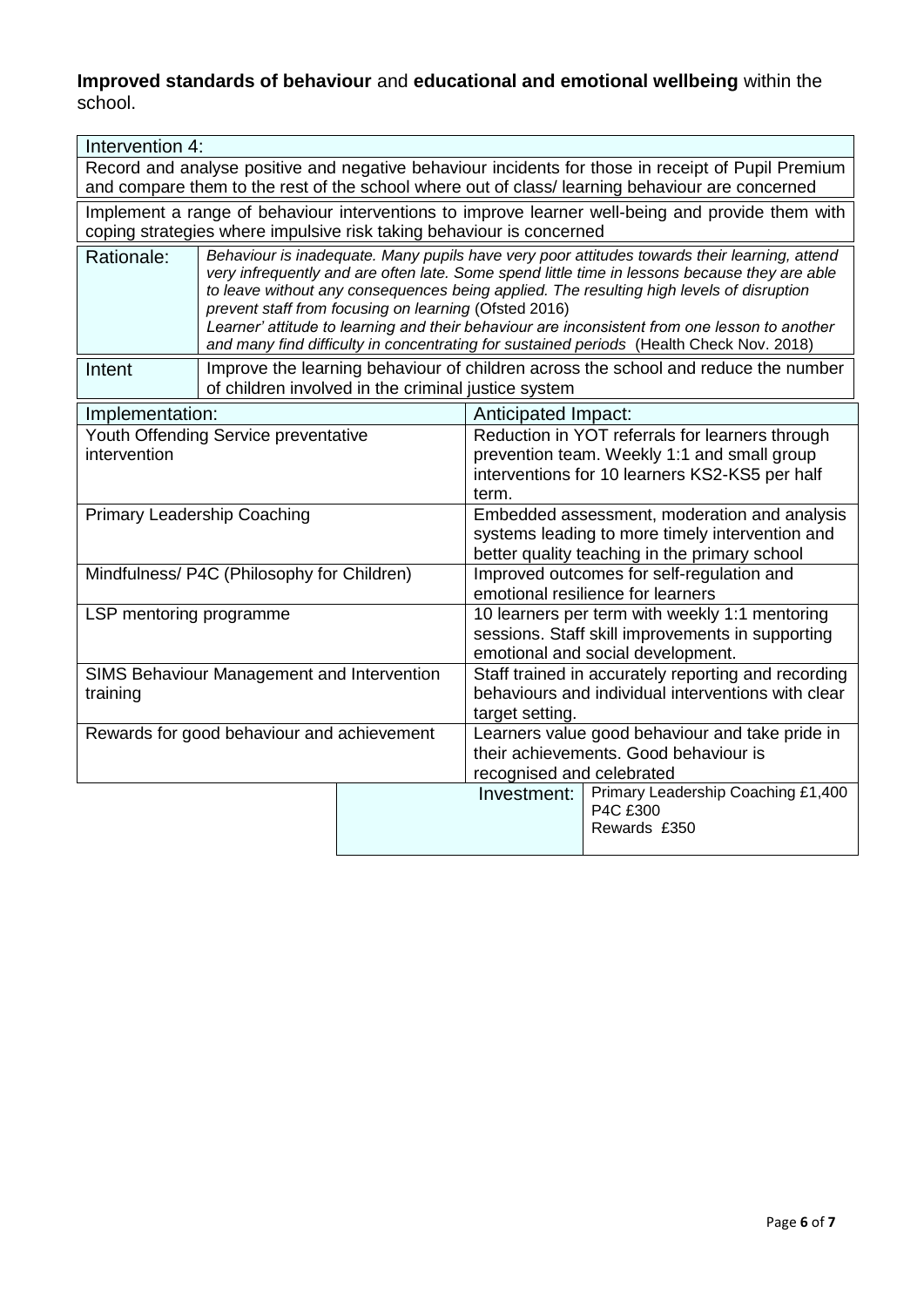**Improved standards of behaviour** and **educational and emotional wellbeing** within the school.

| Intervention 4: | |
|---|---|
| Record and analyse positive and negative behaviour incidents for those in receipt of Pupil Premium and compare them to the rest of the school where out of class/ learning behaviour are concerned | |
| Implement a range of behaviour interventions to improve learner well-being and provide them with coping strategies where impulsive risk taking behaviour is concerned | |
| Rationale: | *Behaviour is inadequate. Many pupils have very poor attitudes towards their learning, attend very infrequently and are often late. Some spend little time in lessons because they are able to leave without any consequences being applied. The resulting high levels of disruption prevent staff from focusing on learning* (Ofsted 2016) *Learner' attitude to learning and their behaviour are inconsistent from one lesson to another and many find difficulty in concentrating for sustained periods* (Health Check Nov. 2018) |
| Intent | Improve the learning behaviour of children across the school and reduce the number of children involved in the criminal justice system |

| Implementation: | Anticipated Impact: |
|---|---|
| Youth Offending Service preventative intervention | Reduction in YOT referrals for learners through prevention team. Weekly 1:1 and small group interventions for 10 learners KS2-KS5 per half term. |
| Primary Leadership Coaching | Embedded assessment, moderation and analysis systems leading to more timely intervention and better quality teaching in the primary school |
| Mindfulness/ P4C (Philosophy for Children) | Improved outcomes for self-regulation and emotional resilience for learners |
| LSP mentoring programme | 10 learners per term with weekly 1:1 mentoring sessions. Staff skill improvements in supporting emotional and social development. |
| SIMS Behaviour Management and Intervention training | Staff trained in accurately reporting and recording behaviours and individual interventions with clear target setting. |
| Rewards for good behaviour and achievement | Learners value good behaviour and take pride in their achievements. Good behaviour is recognised and celebrated |

| | Investment: | Primary Leadership Coaching £1,400<br>P4C £300<br>Rewards £350 |
|---|---|---|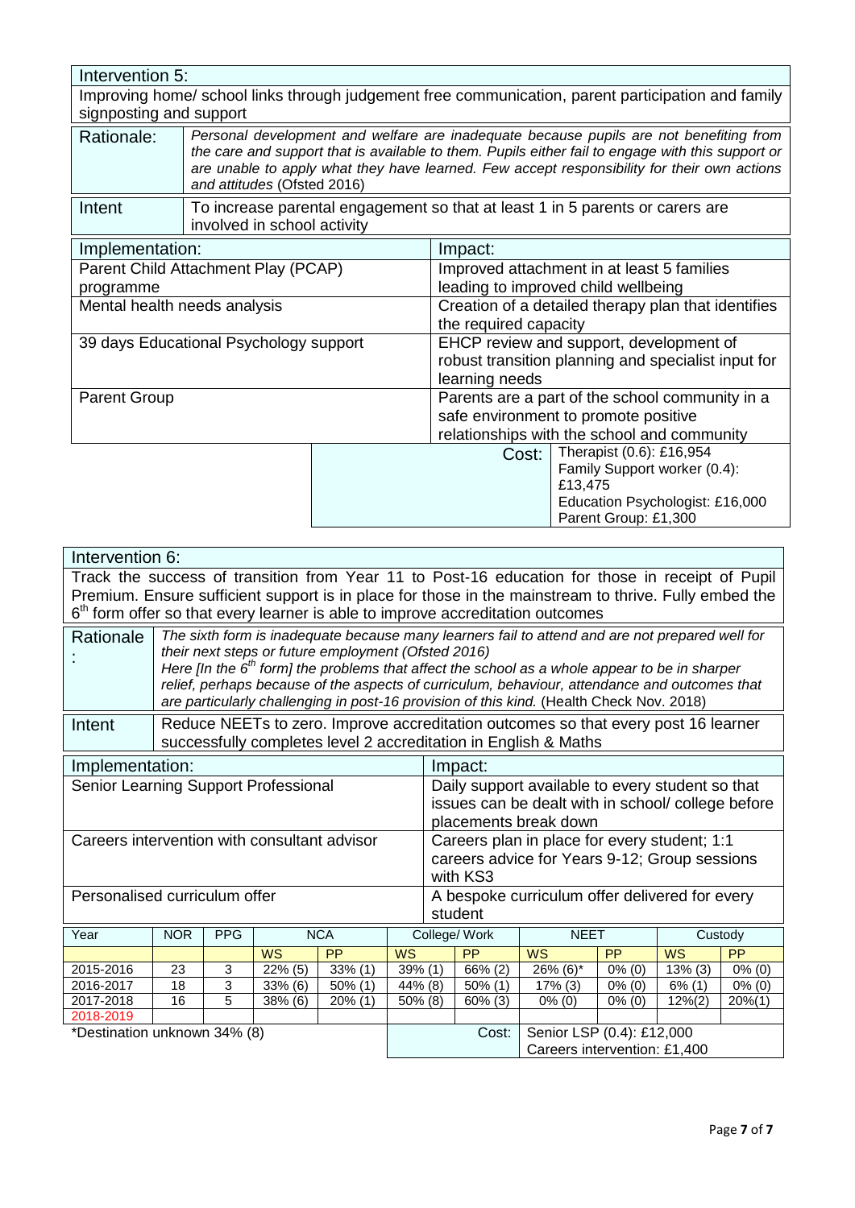| Intervention 5: | | | |
|---|---|---|---|
| Improving home/ school links through judgement free communication, parent participation and family signposting and support | | | |
| Rationale: | *Personal development and welfare are inadequate because pupils are not benefiting from the care and support that is available to them. Pupils either fail to engage with this support or are unable to apply what they have learned. Few accept responsibility for their own actions and attitudes* (Ofsted 2016) | | |
| Intent | To increase parental engagement so that at least 1 in 5 parents or carers are involved in school activity | | |
| **Implementation:** | | **Impact:** | |
| Parent Child Attachment Play (PCAP) programme | | Improved attachment in at least 5 families leading to improved child wellbeing | |
| Mental health needs analysis | | Creation of a detailed therapy plan that identifies the required capacity | |
| 39 days Educational Psychology support | | EHCP review and support, development of robust transition planning and specialist input for learning needs | |
| Parent Group | | Parents are a part of the school community in a safe environment to promote positive relationships with the school and community | |
| | | Cost: | Therapist (0.6): £16,954<br>Family Support worker (0.4): £13,475<br>Education Psychologist: £16,000<br>Parent Group: £1,300 |

| Intervention 6: | | | |
|---|---|---|---|
| Track the success of transition from Year 11 to Post-16 education for those in receipt of Pupil Premium. Ensure sufficient support is in place for those in the mainstream to thrive. Fully embed the 6th form offer so that every learner is able to improve accreditation outcomes | | | |
| Rationale: | *The sixth form is inadequate because many learners fail to attend and are not prepared well for their next steps or future employment (Ofsted 2016)*<br>*Here [In the 6th form] the problems that affect the school as a whole appear to be in sharper relief, perhaps because of the aspects of curriculum, behaviour, attendance and outcomes that are particularly challenging in post-16 provision of this kind.* (Health Check Nov. 2018) | | |
| Intent | Reduce NEETs to zero. Improve accreditation outcomes so that every post 16 learner successfully completes level 2 accreditation in English & Maths | | |
| **Implementation:** | | **Impact:** | |
| Senior Learning Support Professional | | Daily support available to every student so that issues can be dealt with in school/ college before placements break down | |
| Careers intervention with consultant advisor | | Careers plan in place for every student; 1:1 careers advice for Years 9-12; Group sessions with KS3 | |
| Personalised curriculum offer | | A bespoke curriculum offer delivered for every student | |

| Year | NOR | PPG | NCA | | College/ Work | | NEET | | Custody | |
|---|---|---|---|---|---|---|---|---|---|---|
| | | | WS | PP | WS | PP | WS | PP | WS | PP |
| 2015-2016 | 23 | 3 | 22% (5) | 33% (1) | 39% (1) | 66% (2) | 26% (6)* | 0% (0) | 13% (3) | 0% (0) |
| 2016-2017 | 18 | 3 | 33% (6) | 50% (1) | 44% (8) | 50% (1) | 17% (3) | 0% (0) | 6% (1) | 0% (0) |
| 2017-2018 | 16 | 5 | 38% (6) | 20% (1) | 50% (8) | 60% (3) | 0% (0) | 0% (0) | 12%(2) | 20%(1) |
| 2018-2019 | | | | | | | | | | |

*Destination unknown 34% (8)

Cost: Senior LSP (0.4): £12,000
Careers intervention: £1,400